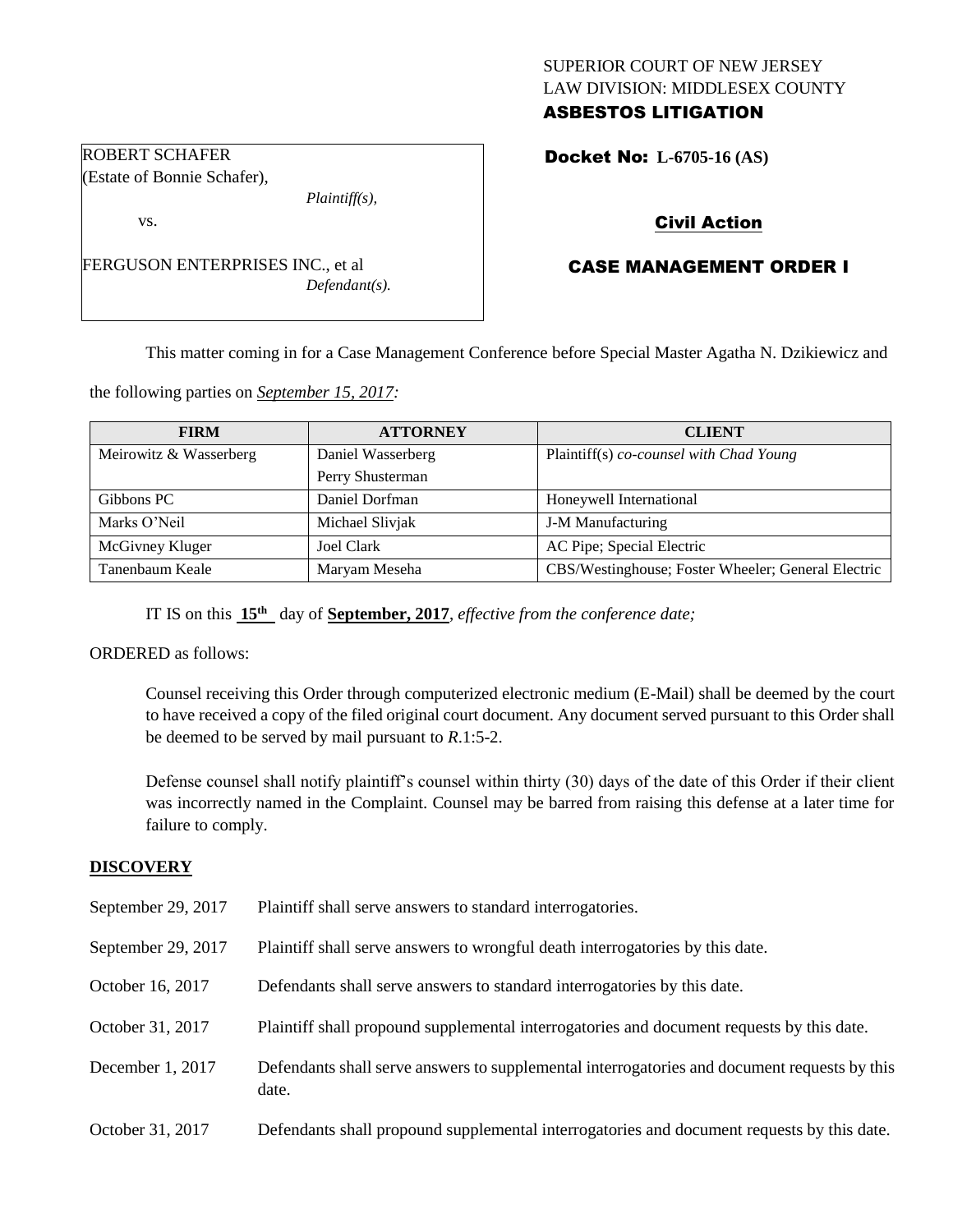SUPERIOR COURT OF NEW JERSEY
LAW DIVISION: MIDDLESEX COUNTY
**ASBESTOS LITIGATION**

ROBERT SCHAFER
(Estate of Bonnie Schafer),
*Plaintiff(s),*

vs.

FERGUSON ENTERPRISES INC., et al
*Defendant(s).*

**Docket No: L-6705-16 (AS)**

**Civil Action**

**CASE MANAGEMENT ORDER I**

This matter coming in for a Case Management Conference before Special Master Agatha N. Dzikiewicz and the following parties on *September 15, 2017:*

| FIRM | ATTORNEY | CLIENT |
|---|---|---|
| Meirowitz & Wasserberg | Daniel Wasserberg<br>Perry Shusterman | Plaintiff(s) *co-counsel with Chad Young* |
| Gibbons PC | Daniel Dorfman | Honeywell International |
| Marks O'Neil | Michael Slivjak | J-M Manufacturing |
| McGivney Kluger | Joel Clark | AC Pipe; Special Electric |
| Tanenbaum Keale | Maryam Meseha | CBS/Westinghouse; Foster Wheeler; General Electric |

IT IS on this **15th** day of **September, 2017**, *effective from the conference date;*

ORDERED as follows:

Counsel receiving this Order through computerized electronic medium (E-Mail) shall be deemed by the court to have received a copy of the filed original court document. Any document served pursuant to this Order shall be deemed to be served by mail pursuant to *R*.1:5-2.

Defense counsel shall notify plaintiff's counsel within thirty (30) days of the date of this Order if their client was incorrectly named in the Complaint. Counsel may be barred from raising this defense at a later time for failure to comply.

## DISCOVERY

| | |
|---|---|
| September 29, 2017 | Plaintiff shall serve answers to standard interrogatories. |
| September 29, 2017 | Plaintiff shall serve answers to wrongful death interrogatories by this date. |
| October 16, 2017 | Defendants shall serve answers to standard interrogatories by this date. |
| October 31, 2017 | Plaintiff shall propound supplemental interrogatories and document requests by this date. |
| December 1, 2017 | Defendants shall serve answers to supplemental interrogatories and document requests by this date. |
| October 31, 2017 | Defendants shall propound supplemental interrogatories and document requests by this date. |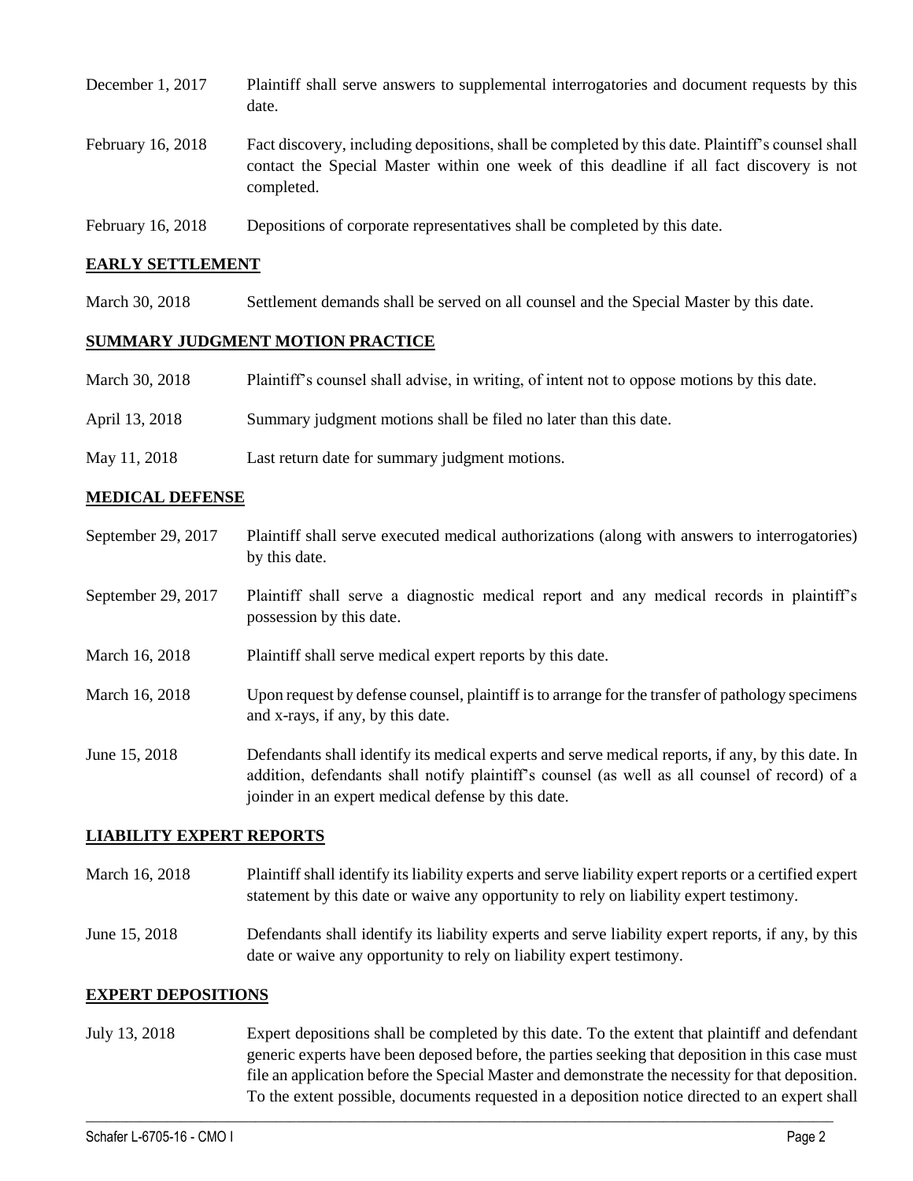| | |
|---|---|
| December 1, 2017 | Plaintiff shall serve answers to supplemental interrogatories and document requests by this date. |
| February 16, 2018 | Fact discovery, including depositions, shall be completed by this date. Plaintiff's counsel shall contact the Special Master within one week of this deadline if all fact discovery is not completed. |
| February 16, 2018 | Depositions of corporate representatives shall be completed by this date. |

## EARLY SETTLEMENT

| | |
|---|---|
| March 30, 2018 | Settlement demands shall be served on all counsel and the Special Master by this date. |

## SUMMARY JUDGMENT MOTION PRACTICE

| | |
|---|---|
| March 30, 2018 | Plaintiff's counsel shall advise, in writing, of intent not to oppose motions by this date. |
| April 13, 2018 | Summary judgment motions shall be filed no later than this date. |
| May 11, 2018 | Last return date for summary judgment motions. |

## MEDICAL DEFENSE

| | |
|---|---|
| September 29, 2017 | Plaintiff shall serve executed medical authorizations (along with answers to interrogatories) by this date. |
| September 29, 2017 | Plaintiff shall serve a diagnostic medical report and any medical records in plaintiff's possession by this date. |
| March 16, 2018 | Plaintiff shall serve medical expert reports by this date. |
| March 16, 2018 | Upon request by defense counsel, plaintiff is to arrange for the transfer of pathology specimens and x-rays, if any, by this date. |
| June 15, 2018 | Defendants shall identify its medical experts and serve medical reports, if any, by this date. In addition, defendants shall notify plaintiff's counsel (as well as all counsel of record) of a joinder in an expert medical defense by this date. |

## LIABILITY EXPERT REPORTS

| | |
|---|---|
| March 16, 2018 | Plaintiff shall identify its liability experts and serve liability expert reports or a certified expert statement by this date or waive any opportunity to rely on liability expert testimony. |
| June 15, 2018 | Defendants shall identify its liability experts and serve liability expert reports, if any, by this date or waive any opportunity to rely on liability expert testimony. |

## EXPERT DEPOSITIONS

| | |
|---|---|
| July 13, 2018 | Expert depositions shall be completed by this date. To the extent that plaintiff and defendant generic experts have been deposed before, the parties seeking that deposition in this case must file an application before the Special Master and demonstrate the necessity for that deposition. To the extent possible, documents requested in a deposition notice directed to an expert shall |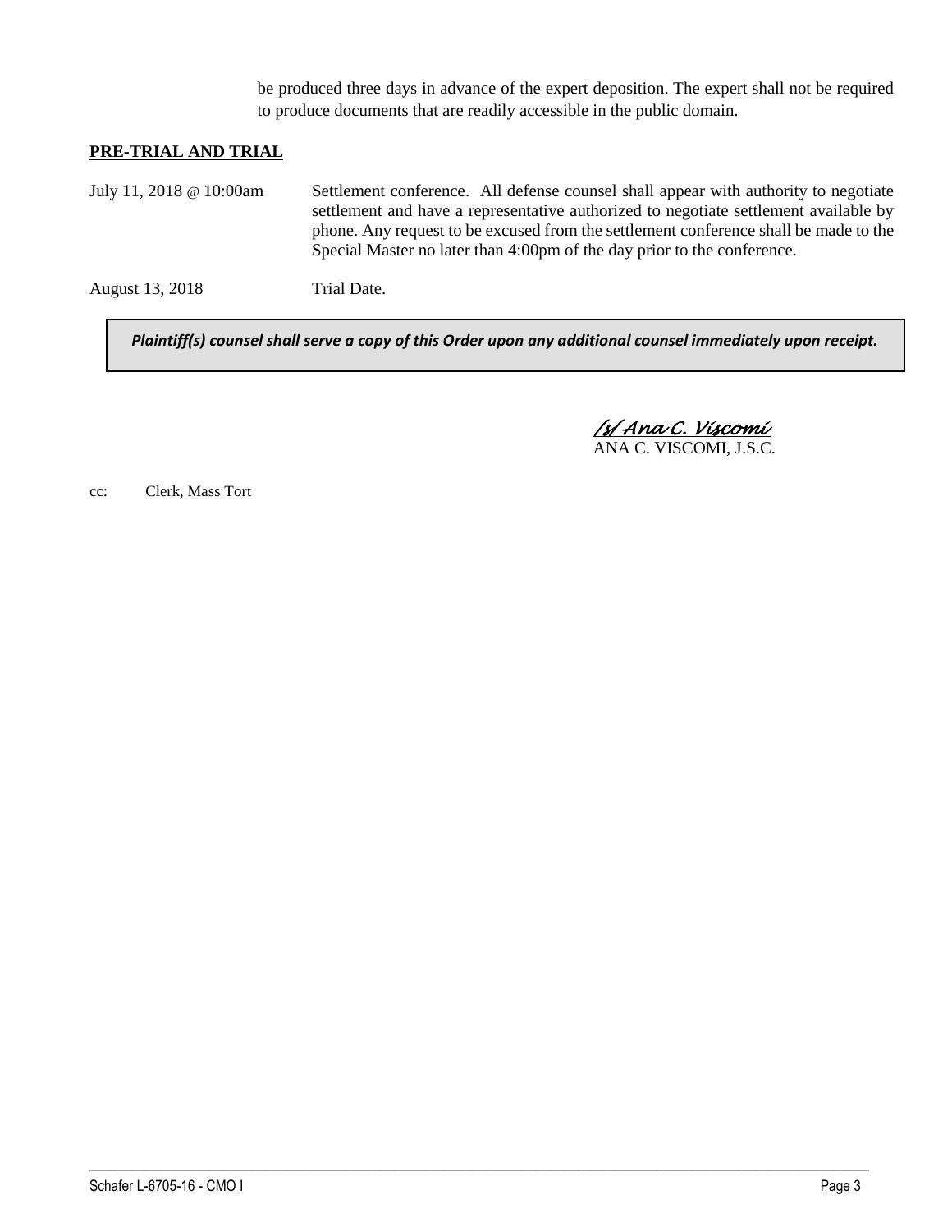be produced three days in advance of the expert deposition. The expert shall not be required to produce documents that are readily accessible in the public domain.

**PRE-TRIAL AND TRIAL**

| | |
|---|---|
| July 11, 2018 @ 10:00am | Settlement conference. All defense counsel shall appear with authority to negotiate settlement and have a representative authorized to negotiate settlement available by phone. Any request to be excused from the settlement conference shall be made to the Special Master no later than 4:00pm of the day prior to the conference. |
| August 13, 2018 | Trial Date. |

***Plaintiff(s) counsel shall serve a copy of this Order upon any additional counsel immediately upon receipt.***

/s/ Ana C. Viscomi
ANA C. VISCOMI, J.S.C.

cc: Clerk, Mass Tort